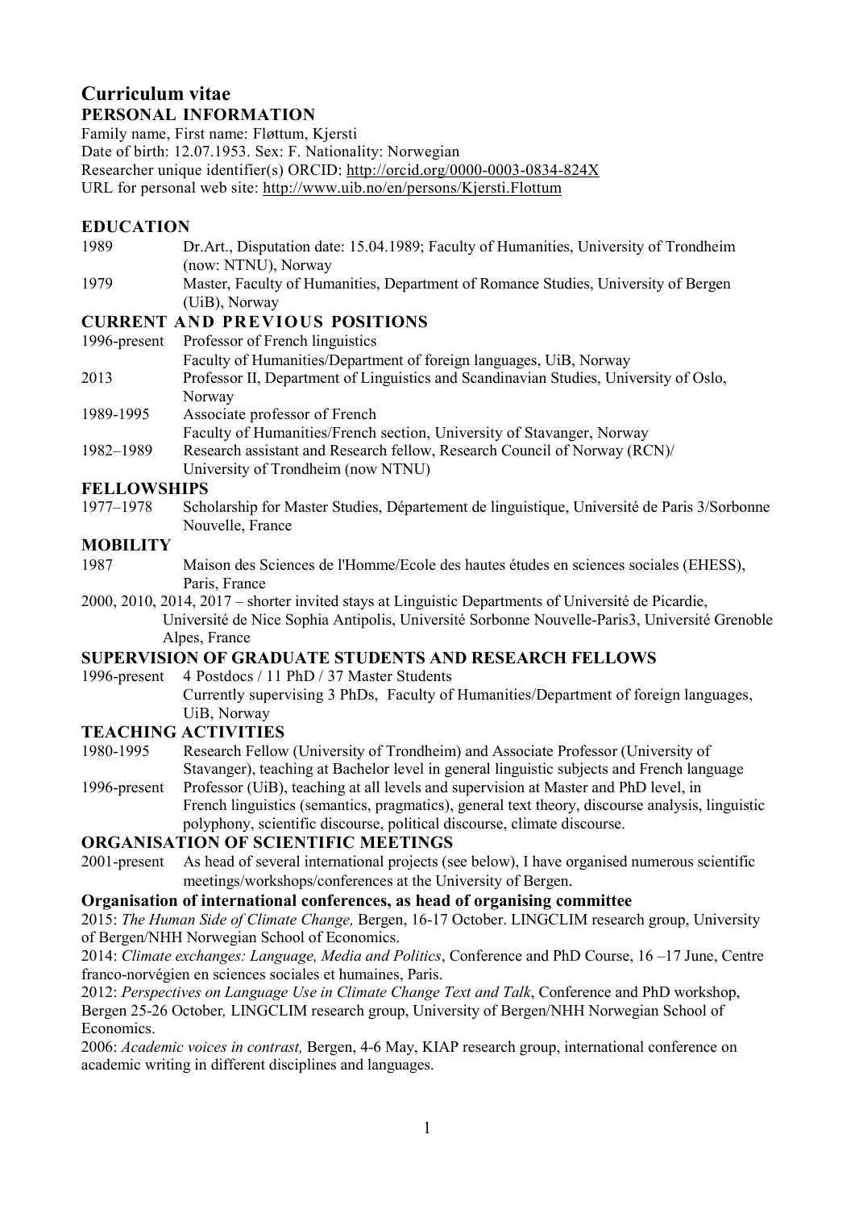# Curriculum vitae

## PERSONAL INFORMATION

Family name, First name: Fløttum, Kjersti
Date of birth: 12.07.1953. Sex: F. Nationality: Norwegian
Researcher unique identifier(s) ORCID: http://orcid.org/0000-0003-0834-824X
URL for personal web site: http://www.uib.no/en/persons/Kjersti.Flottum

## EDUCATION

| | |
|---|---|
| 1989 | Dr.Art., Disputation date: 15.04.1989; Faculty of Humanities, University of Trondheim (now: NTNU), Norway |
| 1979 | Master, Faculty of Humanities, Department of Romance Studies, University of Bergen (UiB), Norway |

## CURRENT AND PREVIOUS POSITIONS

| | |
|---|---|
| 1996-present | Professor of French linguistics<br>Faculty of Humanities/Department of foreign languages, UiB, Norway |
| 2013 | Professor II, Department of Linguistics and Scandinavian Studies, University of Oslo, Norway |
| 1989-1995 | Associate professor of French<br>Faculty of Humanities/French section, University of Stavanger, Norway |
| 1982–1989 | Research assistant and Research fellow, Research Council of Norway (RCN)/ University of Trondheim (now NTNU) |

## FELLOWSHIPS

| | |
|---|---|
| 1977–1978 | Scholarship for Master Studies, Département de linguistique, Université de Paris 3/Sorbonne Nouvelle, France |

## MOBILITY

| | |
|---|---|
| 1987 | Maison des Sciences de l'Homme/Ecole des hautes études en sciences sociales (EHESS), Paris, France |

2000, 2010, 2014, 2017 – shorter invited stays at Linguistic Departments of Université de Picardie, Université de Nice Sophia Antipolis, Université Sorbonne Nouvelle-Paris3, Université Grenoble Alpes, France

## SUPERVISION OF GRADUATE STUDENTS AND RESEARCH FELLOWS

| | |
|---|---|
| 1996-present | 4 Postdocs / 11 PhD / 37 Master Students<br>Currently supervising 3 PhDs, Faculty of Humanities/Department of foreign languages, UiB, Norway |

## TEACHING ACTIVITIES

| | |
|---|---|
| 1980-1995 | Research Fellow (University of Trondheim) and Associate Professor (University of Stavanger), teaching at Bachelor level in general linguistic subjects and French language |
| 1996-present | Professor (UiB), teaching at all levels and supervision at Master and PhD level, in French linguistics (semantics, pragmatics), general text theory, discourse analysis, linguistic polyphony, scientific discourse, political discourse, climate discourse. |

## ORGANISATION OF SCIENTIFIC MEETINGS

| | |
|---|---|
| 2001-present | As head of several international projects (see below), I have organised numerous scientific meetings/workshops/conferences at the University of Bergen. |

### Organisation of international conferences, as head of organising committee

2015: *The Human Side of Climate Change,* Bergen, 16-17 October. LINGCLIM research group, University of Bergen/NHH Norwegian School of Economics.

2014: *Climate exchanges: Language, Media and Politics*, Conference and PhD Course, 16 –17 June, Centre franco-norvégien en sciences sociales et humaines, Paris.

2012: *Perspectives on Language Use in Climate Change Text and Talk*, Conference and PhD workshop, Bergen 25-26 October*,* LINGCLIM research group, University of Bergen/NHH Norwegian School of Economics.

2006: *Academic voices in contrast,* Bergen, 4-6 May, KIAP research group, international conference on academic writing in different disciplines and languages.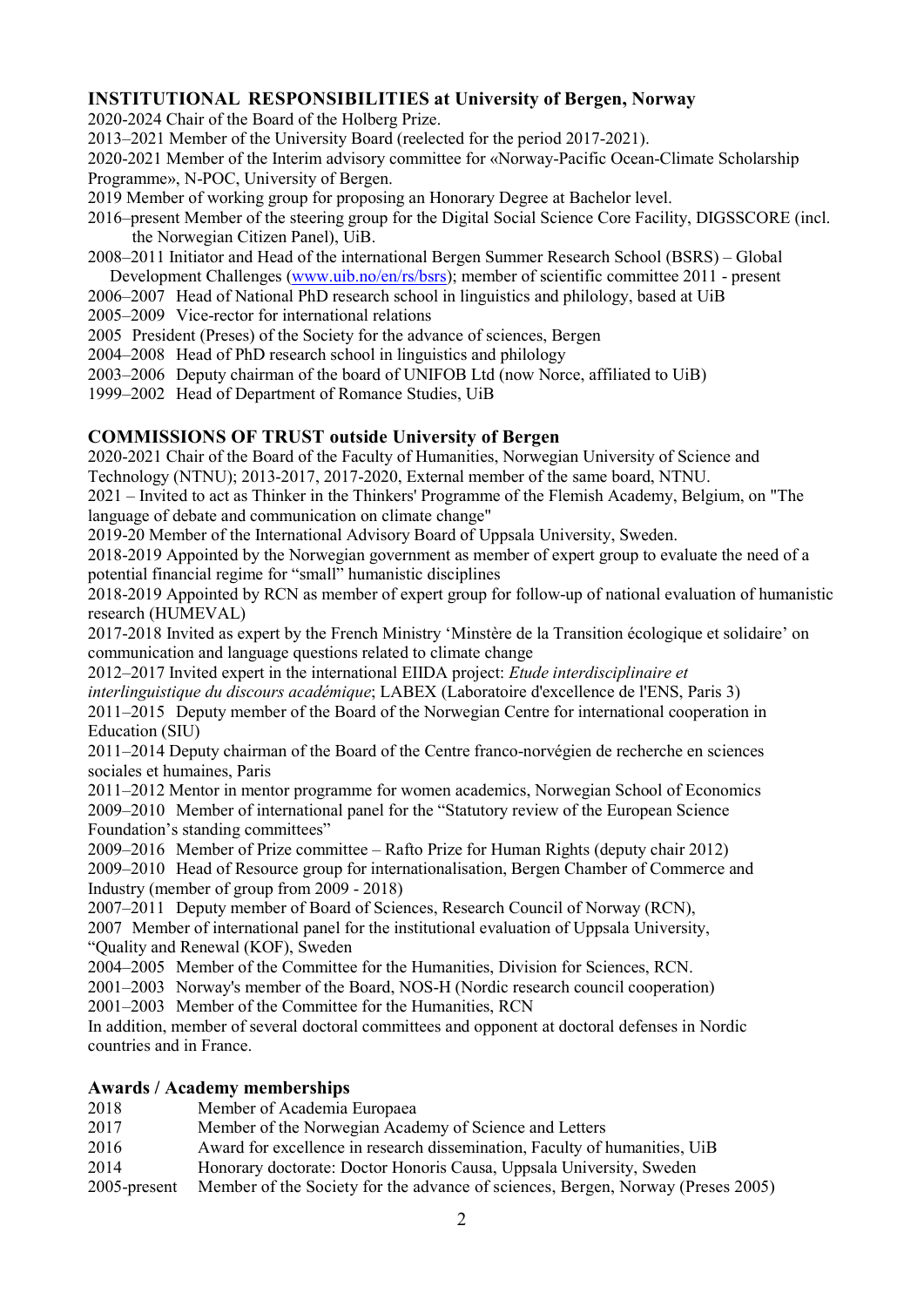## INSTITUTIONAL RESPONSIBILITIES at University of Bergen, Norway

2020-2024 Chair of the Board of the Holberg Prize.

2013–2021 Member of the University Board (reelected for the period 2017-2021).

2020-2021 Member of the Interim advisory committee for «Norway-Pacific Ocean-Climate Scholarship Programme», N-POC, University of Bergen.

2019 Member of working group for proposing an Honorary Degree at Bachelor level.

2016–present Member of the steering group for the Digital Social Science Core Facility, DIGSSCORE (incl. the Norwegian Citizen Panel), UiB.

2008–2011 Initiator and Head of the international Bergen Summer Research School (BSRS) – Global Development Challenges (www.uib.no/en/rs/bsrs); member of scientific committee 2011 - present

2006–2007 Head of National PhD research school in linguistics and philology, based at UiB

2005–2009 Vice-rector for international relations

2005 President (Preses) of the Society for the advance of sciences, Bergen

2004–2008 Head of PhD research school in linguistics and philology

2003–2006 Deputy chairman of the board of UNIFOB Ltd (now Norce, affiliated to UiB)

1999–2002 Head of Department of Romance Studies, UiB

## COMMISSIONS OF TRUST outside University of Bergen

2020-2021 Chair of the Board of the Faculty of Humanities, Norwegian University of Science and Technology (NTNU); 2013-2017, 2017-2020, External member of the same board, NTNU.

2021 – Invited to act as Thinker in the Thinkers' Programme of the Flemish Academy, Belgium, on "The language of debate and communication on climate change"

2019-20 Member of the International Advisory Board of Uppsala University, Sweden.

2018-2019 Appointed by the Norwegian government as member of expert group to evaluate the need of a potential financial regime for "small" humanistic disciplines

2018-2019 Appointed by RCN as member of expert group for follow-up of national evaluation of humanistic research (HUMEVAL)

2017-2018 Invited as expert by the French Ministry 'Minstère de la Transition écologique et solidaire' on communication and language questions related to climate change

2012–2017 Invited expert in the international EIIDA project: *Etude interdisciplinaire et interlinguistique du discours académique*; LABEX (Laboratoire d'excellence de l'ENS, Paris 3)

2011–2015 Deputy member of the Board of the Norwegian Centre for international cooperation in Education (SIU)

2011–2014 Deputy chairman of the Board of the Centre franco-norvégien de recherche en sciences sociales et humaines, Paris

2011–2012 Mentor in mentor programme for women academics, Norwegian School of Economics

2009–2010 Member of international panel for the "Statutory review of the European Science Foundation's standing committees"

2009–2016 Member of Prize committee – Rafto Prize for Human Rights (deputy chair 2012)

2009–2010 Head of Resource group for internationalisation, Bergen Chamber of Commerce and Industry (member of group from 2009 - 2018)

2007–2011 Deputy member of Board of Sciences, Research Council of Norway (RCN),

2007 Member of international panel for the institutional evaluation of Uppsala University, "Quality and Renewal (KOF), Sweden

2004–2005 Member of the Committee for the Humanities, Division for Sciences, RCN.

2001–2003 Norway's member of the Board, NOS-H (Nordic research council cooperation)

2001–2003 Member of the Committee for the Humanities, RCN

In addition, member of several doctoral committees and opponent at doctoral defenses in Nordic countries and in France.

## Awards / Academy memberships

| | |
|---|---|
| 2018 | Member of Academia Europaea |
| 2017 | Member of the Norwegian Academy of Science and Letters |
| 2016 | Award for excellence in research dissemination, Faculty of humanities, UiB |
| 2014 | Honorary doctorate: Doctor Honoris Causa, Uppsala University, Sweden |
| 2005-present | Member of the Society for the advance of sciences, Bergen, Norway (Preses 2005) |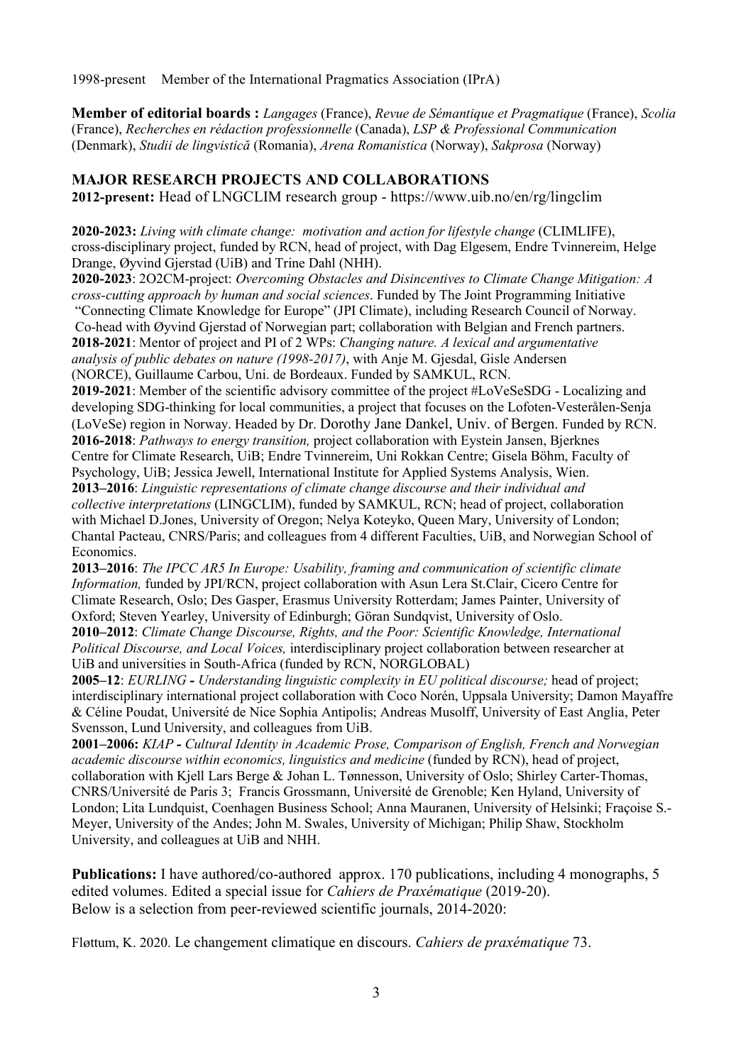1998-present Member of the International Pragmatics Association (IPrA)

**Member of editorial boards :** *Langages* (France), *Revue de Sémantique et Pragmatique* (France), *Scolia* (France), *Recherches en rédaction professionnelle* (Canada), *LSP & Professional Communication* (Denmark), *Studii de lingvistică* (Romania), *Arena Romanistica* (Norway), *Sakprosa* (Norway)

## MAJOR RESEARCH PROJECTS AND COLLABORATIONS

**2012-present:** Head of LNGCLIM research group - https://www.uib.no/en/rg/lingclim

**2020-2023:** *Living with climate change: motivation and action for lifestyle change* (CLIMLIFE), cross-disciplinary project, funded by RCN, head of project, with Dag Elgesem, Endre Tvinnereim, Helge Drange, Øyvind Gjerstad (UiB) and Trine Dahl (NHH).

**2020-2023**: 2O2CM-project: *Overcoming Obstacles and Disincentives to Climate Change Mitigation: A cross-cutting approach by human and social sciences*. Funded by The Joint Programming Initiative "Connecting Climate Knowledge for Europe" (JPI Climate), including Research Council of Norway. Co-head with Øyvind Gjerstad of Norwegian part; collaboration with Belgian and French partners.

**2018-2021**: Mentor of project and PI of 2 WPs: *Changing nature. A lexical and argumentative analysis of public debates on nature (1998-2017)*, with Anje M. Gjesdal, Gisle Andersen (NORCE), Guillaume Carbou, Uni. de Bordeaux. Funded by SAMKUL, RCN.

**2019-2021**: Member of the scientific advisory committee of the project #LoVeSeSDG - Localizing and developing SDG-thinking for local communities, a project that focuses on the Lofoten-Vesterålen-Senja (LoVeSe) region in Norway. Headed by Dr. Dorothy Jane Dankel, Univ. of Bergen. Funded by RCN.

**2016-2018**: *Pathways to energy transition,* project collaboration with Eystein Jansen, Bjerknes Centre for Climate Research, UiB; Endre Tvinnereim, Uni Rokkan Centre; Gisela Böhm, Faculty of Psychology, UiB; Jessica Jewell, International Institute for Applied Systems Analysis, Wien.

**2013–2016**: *Linguistic representations of climate change discourse and their individual and collective interpretations* (LINGCLIM), funded by SAMKUL, RCN; head of project, collaboration with Michael D.Jones, University of Oregon; Nelya Koteyko, Queen Mary, University of London; Chantal Pacteau, CNRS/Paris; and colleagues from 4 different Faculties, UiB, and Norwegian School of Economics.

**2013–2016**: *The IPCC AR5 In Europe: Usability, framing and communication of scientific climate Information,* funded by JPI/RCN, project collaboration with Asun Lera St.Clair, Cicero Centre for Climate Research, Oslo; Des Gasper, Erasmus University Rotterdam; James Painter, University of Oxford; Steven Yearley, University of Edinburgh; Göran Sundqvist, University of Oslo.

**2010–2012**: *Climate Change Discourse, Rights, and the Poor: Scientific Knowledge, International Political Discourse, and Local Voices,* interdisciplinary project collaboration between researcher at UiB and universities in South-Africa (funded by RCN, NORGLOBAL)

**2005–12**: *EURLING - Understanding linguistic complexity in EU political discourse;* head of project; interdisciplinary international project collaboration with Coco Norén, Uppsala University; Damon Mayaffre & Céline Poudat, Université de Nice Sophia Antipolis; Andreas Musolff, University of East Anglia, Peter Svensson, Lund University, and colleagues from UiB.

**2001–2006:** *KIAP - Cultural Identity in Academic Prose, Comparison of English, French and Norwegian academic discourse within economics, linguistics and medicine* (funded by RCN), head of project, collaboration with Kjell Lars Berge & Johan L. Tønnesson, University of Oslo; Shirley Carter-Thomas, CNRS/Université de Paris 3; Francis Grossmann, Université de Grenoble; Ken Hyland, University of London; Lita Lundquist, Coenhagen Business School; Anna Mauranen, University of Helsinki; Fraçoise S.-Meyer, University of the Andes; John M. Swales, University of Michigan; Philip Shaw, Stockholm University, and colleagues at UiB and NHH.

**Publications:** I have authored/co-authored approx. 170 publications, including 4 monographs, 5 edited volumes. Edited a special issue for *Cahiers de Praxématique* (2019-20). Below is a selection from peer-reviewed scientific journals, 2014-2020:

Fløttum, K. 2020. Le changement climatique en discours. *Cahiers de praxématique* 73.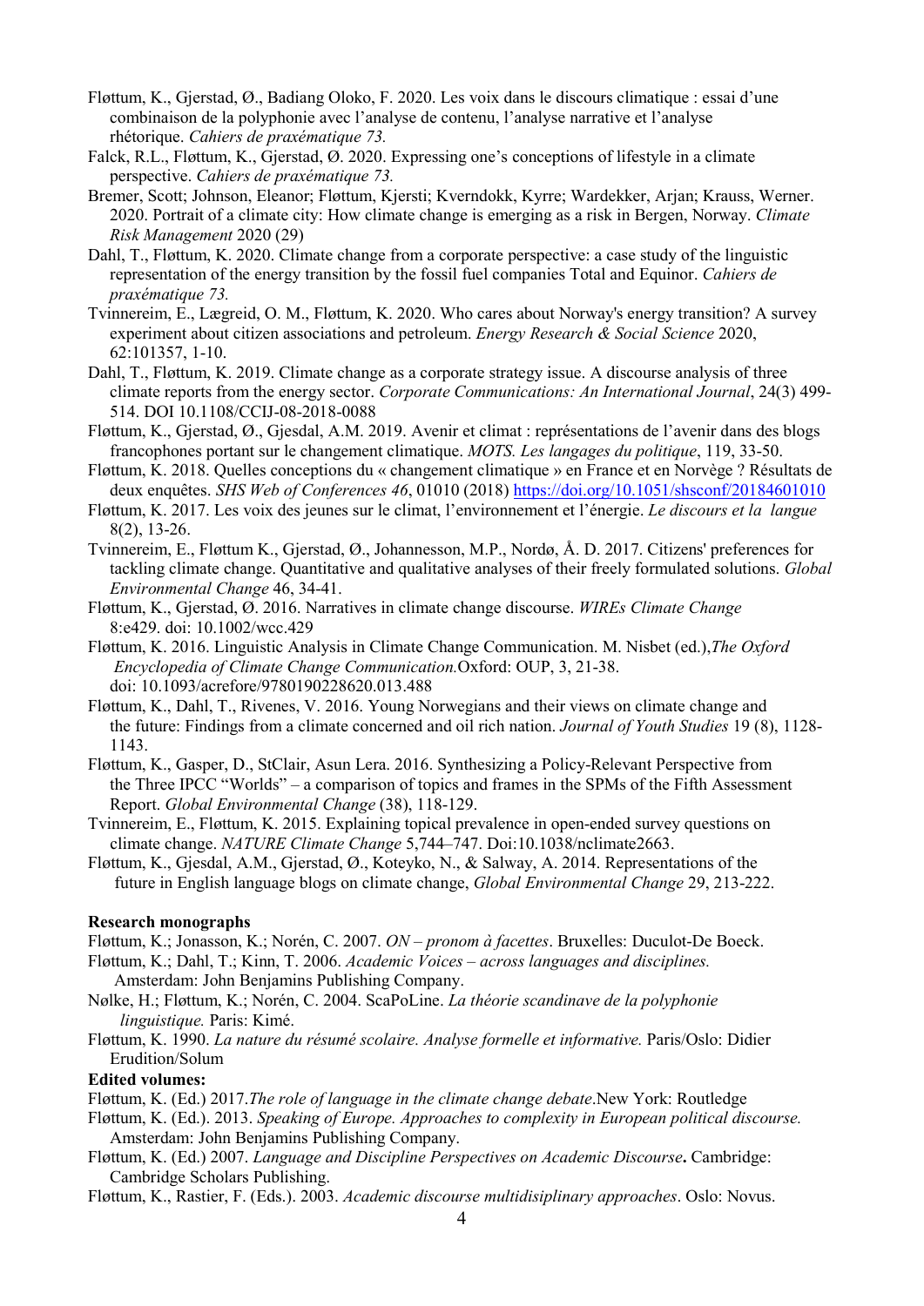Fløttum, K., Gjerstad, Ø., Badiang Oloko, F. 2020. Les voix dans le discours climatique : essai d'une combinaison de la polyphonie avec l'analyse de contenu, l'analyse narrative et l'analyse rhétorique. *Cahiers de praxématique 73.*

Falck, R.L., Fløttum, K., Gjerstad, Ø. 2020. Expressing one's conceptions of lifestyle in a climate perspective. *Cahiers de praxématique 73.*

Bremer, Scott; Johnson, Eleanor; Fløttum, Kjersti; Kverndokk, Kyrre; Wardekker, Arjan; Krauss, Werner. 2020. Portrait of a climate city: How climate change is emerging as a risk in Bergen, Norway. *Climate Risk Management* 2020 (29)

Dahl, T., Fløttum, K. 2020. Climate change from a corporate perspective: a case study of the linguistic representation of the energy transition by the fossil fuel companies Total and Equinor. *Cahiers de praxématique 73.*

Tvinnereim, E., Lægreid, O. M., Fløttum, K. 2020. Who cares about Norway's energy transition? A survey experiment about citizen associations and petroleum. *Energy Research & Social Science* 2020, 62:101357, 1-10.

Dahl, T., Fløttum, K. 2019. Climate change as a corporate strategy issue. A discourse analysis of three climate reports from the energy sector. *Corporate Communications: An International Journal*, 24(3) 499-514. DOI 10.1108/CCIJ-08-2018-0088

Fløttum, K., Gjerstad, Ø., Gjesdal, A.M. 2019. Avenir et climat : représentations de l'avenir dans des blogs francophones portant sur le changement climatique. *MOTS. Les langages du politique*, 119, 33-50.

Fløttum, K. 2018. Quelles conceptions du « changement climatique » en France et en Norvège ? Résultats de deux enquêtes. *SHS Web of Conferences 46*, 01010 (2018) https://doi.org/10.1051/shsconf/20184601010

Fløttum, K. 2017. Les voix des jeunes sur le climat, l'environnement et l'énergie. *Le discours et la langue* 8(2), 13-26.

Tvinnereim, E., Fløttum K., Gjerstad, Ø., Johannesson, M.P., Nordø, Å. D. 2017. Citizens' preferences for tackling climate change. Quantitative and qualitative analyses of their freely formulated solutions. *Global Environmental Change* 46, 34-41.

Fløttum, K., Gjerstad, Ø. 2016. Narratives in climate change discourse. *WIREs Climate Change* 8:e429. doi: 10.1002/wcc.429

Fløttum, K. 2016. Linguistic Analysis in Climate Change Communication. M. Nisbet (ed.),*The Oxford Encyclopedia of Climate Change Communication.*Oxford: OUP, 3, 21-38. doi: 10.1093/acrefore/9780190228620.013.488

Fløttum, K., Dahl, T., Rivenes, V. 2016. Young Norwegians and their views on climate change and the future: Findings from a climate concerned and oil rich nation. *Journal of Youth Studies* 19 (8), 1128-1143.

Fløttum, K., Gasper, D., StClair, Asun Lera. 2016. Synthesizing a Policy-Relevant Perspective from the Three IPCC "Worlds" – a comparison of topics and frames in the SPMs of the Fifth Assessment Report. *Global Environmental Change* (38), 118-129.

Tvinnereim, E., Fløttum, K. 2015. Explaining topical prevalence in open-ended survey questions on climate change. *NATURE Climate Change* 5,744–747. Doi:10.1038/nclimate2663.

Fløttum, K., Gjesdal, A.M., Gjerstad, Ø., Koteyko, N., & Salway, A. 2014. Representations of the future in English language blogs on climate change, *Global Environmental Change* 29, 213-222.

**Research monographs**

Fløttum, K.; Jonasson, K.; Norén, C. 2007. *ON – pronom à facettes*. Bruxelles: Duculot-De Boeck.

Fløttum, K.; Dahl, T.; Kinn, T. 2006. *Academic Voices – across languages and disciplines.* Amsterdam: John Benjamins Publishing Company.

Nølke, H.; Fløttum, K.; Norén, C. 2004. ScaPoLine. *La théorie scandinave de la polyphonie linguistique.* Paris: Kimé.

Fløttum, K. 1990. *La nature du résumé scolaire. Analyse formelle et informative.* Paris/Oslo: Didier Erudition/Solum

**Edited volumes:**

Fløttum, K. (Ed.) 2017.*The role of language in the climate change debate*.New York: Routledge

Fløttum, K. (Ed.). 2013. *Speaking of Europe. Approaches to complexity in European political discourse.* Amsterdam: John Benjamins Publishing Company.

Fløttum, K. (Ed.) 2007. *Language and Discipline Perspectives on Academic Discourse***.** Cambridge: Cambridge Scholars Publishing.

Fløttum, K., Rastier, F. (Eds.). 2003. *Academic discourse multidisiplinary approaches*. Oslo: Novus.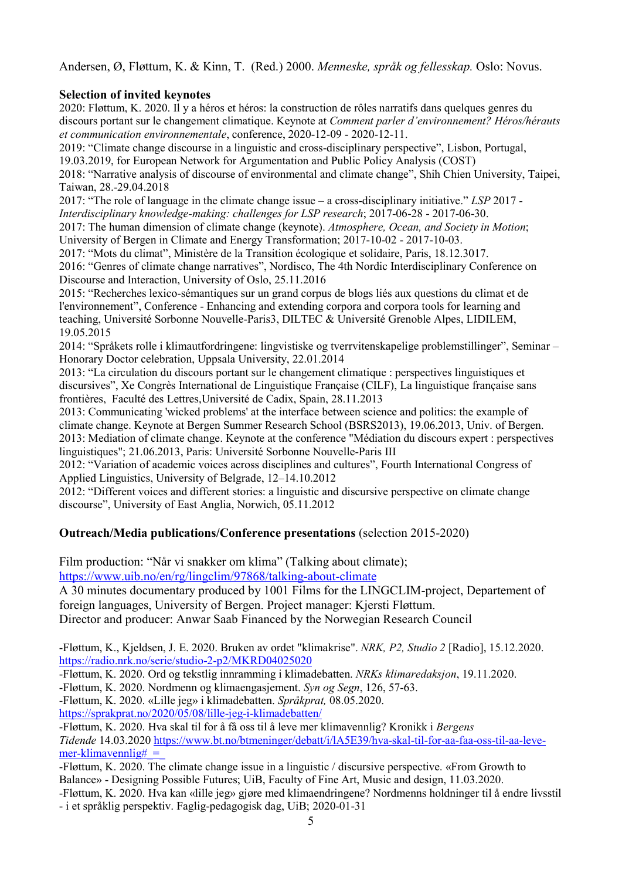Andersen, Ø, Fløttum, K. & Kinn, T. (Red.) 2000. *Menneske, språk og fellesskap.* Oslo: Novus.

**Selection of invited keynotes**

2020: Fløttum, K. 2020. Il y a héros et héros: la construction de rôles narratifs dans quelques genres du discours portant sur le changement climatique. Keynote at *Comment parler d'environnement? Héros/hérauts et communication environnementale*, conference, 2020-12-09 - 2020-12-11.
2019: "Climate change discourse in a linguistic and cross-disciplinary perspective", Lisbon, Portugal, 19.03.2019, for European Network for Argumentation and Public Policy Analysis (COST)
2018: "Narrative analysis of discourse of environmental and climate change", Shih Chien University, Taipei, Taiwan, 28.-29.04.2018
2017: "The role of language in the climate change issue – a cross-disciplinary initiative." *LSP* 2017 - *Interdisciplinary knowledge-making: challenges for LSP research*; 2017-06-28 - 2017-06-30.
2017: The human dimension of climate change (keynote). *Atmosphere, Ocean, and Society in Motion*; University of Bergen in Climate and Energy Transformation; 2017-10-02 - 2017-10-03.
2017: "Mots du climat", Ministère de la Transition écologique et solidaire, Paris, 18.12.3017.
2016: "Genres of climate change narratives", Nordisco, The 4th Nordic Interdisciplinary Conference on Discourse and Interaction, University of Oslo, 25.11.2016
2015: "Recherches lexico-sémantiques sur un grand corpus de blogs liés aux questions du climat et de l'environnement", Conference - Enhancing and extending corpora and corpora tools for learning and teaching, Université Sorbonne Nouvelle-Paris3, DILTEC & Université Grenoble Alpes, LIDILEM, 19.05.2015
2014: "Språkets rolle i klimautfordringene: lingvistiske og tverrvitenskapelige problemstillinger", Seminar – Honorary Doctor celebration, Uppsala University, 22.01.2014
2013: "La circulation du discours portant sur le changement climatique : perspectives linguistiques et discursives", Xe Congrès International de Linguistique Française (CILF), La linguistique française sans frontières, Faculté des Lettres,Université de Cadix, Spain, 28.11.2013
2013: Communicating 'wicked problems' at the interface between science and politics: the example of climate change. Keynote at Bergen Summer Research School (BSRS2013), 19.06.2013, Univ. of Bergen.
2013: Mediation of climate change. Keynote at the conference "Médiation du discours expert : perspectives linguistiques"; 21.06.2013, Paris: Université Sorbonne Nouvelle-Paris III
2012: "Variation of academic voices across disciplines and cultures", Fourth International Congress of Applied Linguistics, University of Belgrade, 12–14.10.2012
2012: "Different voices and different stories: a linguistic and discursive perspective on climate change discourse", University of East Anglia, Norwich, 05.11.2012

**Outreach/Media publications/Conference presentations** (selection 2015-2020)

Film production: "Når vi snakker om klima" (Talking about climate); https://www.uib.no/en/rg/lingclim/97868/talking-about-climate
A 30 minutes documentary produced by 1001 Films for the LINGCLIM-project, Departement of foreign languages, University of Bergen. Project manager: Kjersti Fløttum.
Director and producer: Anwar Saab Financed by the Norwegian Research Council

-Fløttum, K., Kjeldsen, J. E. 2020. Bruken av ordet "klimakrise". *NRK, P2, Studio 2* [Radio], 15.12.2020. https://radio.nrk.no/serie/studio-2-p2/MKRD04025020
-Fløttum, K. 2020. Ord og tekstlig innramming i klimadebatten. *NRKs klimaredaksjon*, 19.11.2020.
-Fløttum, K. 2020. Nordmenn og klimaengasjement. *Syn og Segn*, 126, 57-63.
-Fløttum, K. 2020. «Lille jeg» i klimadebatten. *Språkprat,* 08.05.2020. https://sprakprat.no/2020/05/08/lille-jeg-i-klimadebatten/
-Fløttum, K. 2020. Hva skal til for å få oss til å leve mer klimavennlig? Kronikk i *Bergens Tidende* 14.03.2020 https://www.bt.no/btmeninger/debatt/i/lA5E39/hva-skal-til-for-aa-faa-oss-til-aa-leve-mer-klimavennlig#_=_
-Fløttum, K. 2020. The climate change issue in a linguistic / discursive perspective. «From Growth to Balance» - Designing Possible Futures; UiB, Faculty of Fine Art, Music and design, 11.03.2020.
-Fløttum, K. 2020. Hva kan «lille jeg» gjøre med klimaendringene? Nordmenns holdninger til å endre livsstil - i et språklig perspektiv. Faglig-pedagogisk dag, UiB; 2020-01-31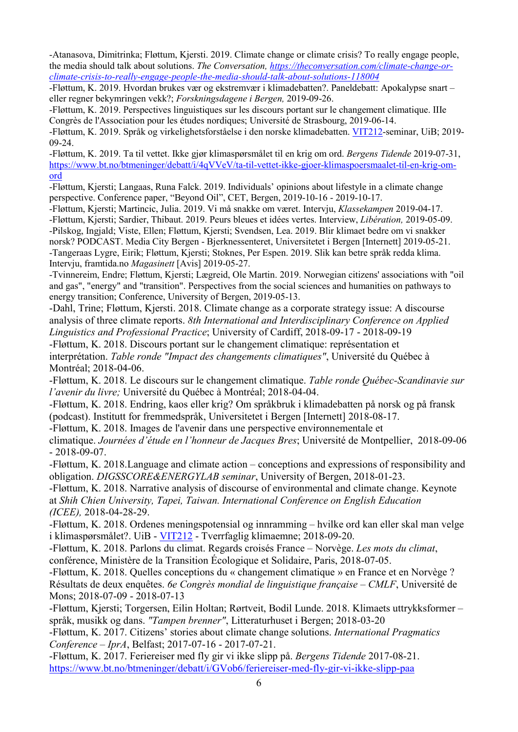-Atanasova, Dimitrinka; Fløttum, Kjersti. 2019. Climate change or climate crisis? To really engage people, the media should talk about solutions. *The Conversation*, [https://theconversation.com/climate-change-or-climate-crisis-to-really-engage-people-the-media-should-talk-about-solutions-118004](https://theconversation.com/climate-change-or-climate-crisis-to-really-engage-people-the-media-should-talk-about-solutions-118004)

-Fløttum, K. 2019. Hvordan brukes vær og ekstremvær i klimadebatten?. Paneldebatt: Apokalypse snart – eller regner bekymringen vekk?; *Forskningsdagene i Bergen,* 2019-09-26.

-Fløttum, K. 2019. Perspectives linguistiques sur les discours portant sur le changement climatique. IIIe Congrès de l'Association pour les études nordiques; Université de Strasbourg, 2019-06-14.

-Fløttum, K. 2019. Språk og virkelighetsforståelse i den norske klimadebatten. VIT212-seminar, UiB; 2019-09-24.

-Fløttum, K. 2019. Ta til vettet. Ikke gjør klimaspørsmålet til en krig om ord. *Bergens Tidende* 2019-07-31, [https://www.bt.no/btmeninger/debatt/i/4qVVeV/ta-til-vettet-ikke-gjoer-klimaspoersmaalet-til-en-krig-om-ord](https://www.bt.no/btmeninger/debatt/i/4qVVeV/ta-til-vettet-ikke-gjoer-klimaspoersmaalet-til-en-krig-om-ord)

-Fløttum, Kjersti; Langaas, Runa Falck. 2019. Individuals' opinions about lifestyle in a climate change perspective. Conference paper, "Beyond Oil", CET, Bergen, 2019-10-16 - 2019-10-17.

-Fløttum, Kjersti; Martincic, Julia. 2019. Vi må snakke om været. Intervju, *Klassekampen* 2019-04-17.

-Fløttum, Kjersti; Sardier, Thibaut. 2019. Peurs bleues et idées vertes. Interview, *Libération,* 2019-05-09.

-Pilskog, Ingjald; Viste, Ellen; Fløttum, Kjersti; Svendsen, Lea. 2019. Blir klimaet bedre om vi snakker norsk? PODCAST. Media City Bergen - Bjerknessenteret, Universitetet i Bergen [Internett] 2019-05-21.

-Tangeraas Lygre, Eirik; Fløttum, Kjersti; Stoknes, Per Espen. 2019. Slik kan betre språk redda klima. Intervju, framtida.no *Magasinett* [Avis] 2019-05-27.

-Tvinnereim, Endre; Fløttum, Kjersti; Lægreid, Ole Martin. 2019. Norwegian citizens' associations with "oil and gas", "energy" and "transition". Perspectives from the social sciences and humanities on pathways to energy transition; Conference, University of Bergen, 2019-05-13.

-Dahl, Trine; Fløttum, Kjersti. 2018. Climate change as a corporate strategy issue: A discourse analysis of three climate reports. *8th International and Interdisciplinary Conference on Applied Linguistics and Professional Practice*; University of Cardiff, 2018-09-17 - 2018-09-19

-Fløttum, K. 2018. Discours portant sur le changement climatique: représentation et interprétation. *Table ronde "Impact des changements climatiques"*, Université du Québec à Montréal; 2018-04-06.

-Fløttum, K. 2018. Le discours sur le changement climatique. *Table ronde Québec-Scandinavie sur l'avenir du livre;* Université du Québec à Montréal; 2018-04-04.

-Fløttum, K. 2018. Endring, kaos eller krig? Om språkbruk i klimadebatten på norsk og på fransk (podcast). Institutt for fremmedspråk, Universitetet i Bergen [Internett] 2018-08-17.

-Fløttum, K. 2018. Images de l'avenir dans une perspective environnementale et climatique. *Journées d'étude en l'honneur de Jacques Bres*; Université de Montpellier, 2018-09-06 - 2018-09-07.

-Fløttum, K. 2018.Language and climate action – conceptions and expressions of responsibility and obligation. *DIGSSCORE&ENERGYLAB seminar*, University of Bergen, 2018-01-23.

-Fløttum, K. 2018. Narrative analysis of discourse of environmental and climate change. Keynote at *Shih Chien University, Tapei, Taiwan. International Conference on English Education (ICEE),* 2018-04-28-29.

-Fløttum, K. 2018. Ordenes meningspotensial og innramming – hvilke ord kan eller skal man velge i klimaspørsmålet?. UiB - VIT212 - Tverrfaglig klimaemne; 2018-09-20.

-Fløttum, K. 2018. Parlons du climat. Regards croisés France – Norvège. *Les mots du climat*, conférence, Ministère de la Transition Écologique et Solidaire, Paris, 2018-07-05.

-Fløttum, K. 2018. Quelles conceptions du « changement climatique » en France et en Norvège ? Résultats de deux enquêtes. *6e Congrès mondial de linguistique française – CMLF*, Université de Mons; 2018-07-09 - 2018-07-13

-Fløttum, Kjersti; Torgersen, Eilin Holtan; Rørtveit, Bodil Lunde. 2018. Klimaets uttrykksformer – språk, musikk og dans. *"Tampen brenner"*, Litteraturhuset i Bergen; 2018-03-20

-Fløttum, K. 2017. Citizens' stories about climate change solutions. *International Pragmatics Conference – IprA*, Belfast; 2017-07-16 - 2017-07-21.

-Fløttum, K. 2017. Feriereiser med fly gir vi ikke slipp på. *Bergens Tidende* 2017-08-21. [https://www.bt.no/btmeninger/debatt/i/GVob6/feriereiser-med-fly-gir-vi-ikke-slipp-paa](https://www.bt.no/btmeninger/debatt/i/GVob6/feriereiser-med-fly-gir-vi-ikke-slipp-paa)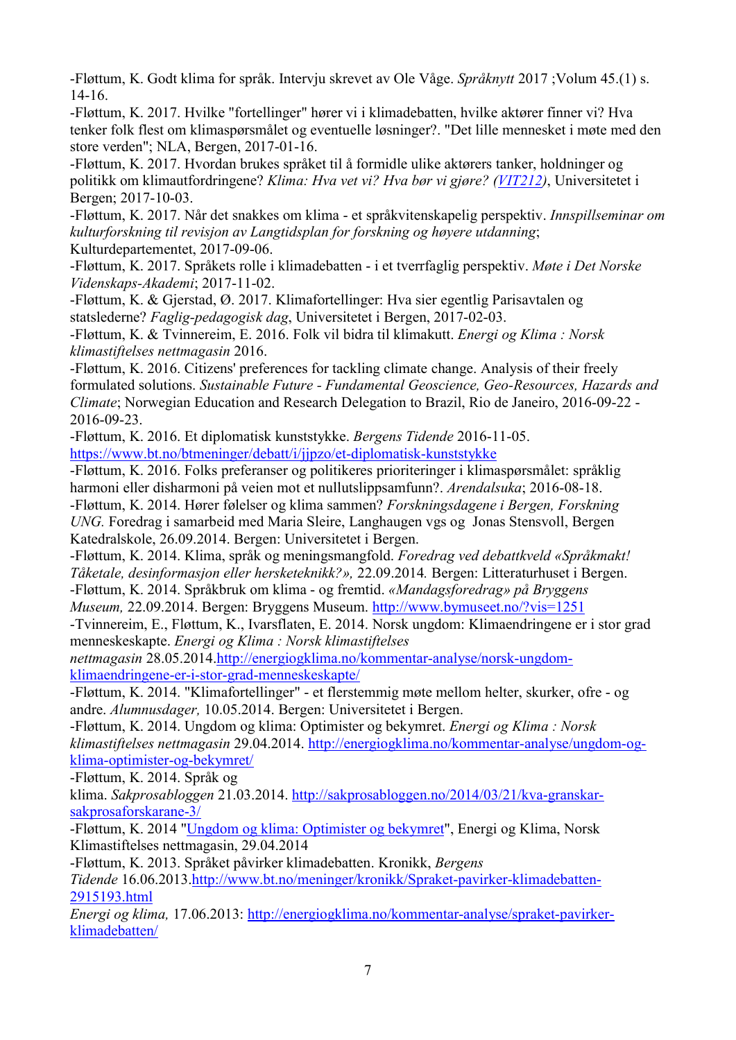-Fløttum, K. Godt klima for språk. Intervju skrevet av Ole Våge. *Språknytt* 2017 ;Volum 45.(1) s. 14-16.

-Fløttum, K. 2017. Hvilke "fortellinger" hører vi i klimadebatten, hvilke aktører finner vi? Hva tenker folk flest om klimaspørsmålet og eventuelle løsninger?. "Det lille mennesket i møte med den store verden"; NLA, Bergen, 2017-01-16.

-Fløttum, K. 2017. Hvordan brukes språket til å formidle ulike aktørers tanker, holdninger og politikk om klimautfordringene? *Klima: Hva vet vi? Hva bør vi gjøre? (VIT212)*, Universitetet i Bergen; 2017-10-03.

-Fløttum, K. 2017. Når det snakkes om klima - et språkvitenskapelig perspektiv. *Innspillseminar om kulturforskning til revisjon av Langtidsplan for forskning og høyere utdanning*; Kulturdepartementet, 2017-09-06.

-Fløttum, K. 2017. Språkets rolle i klimadebatten - i et tverrfaglig perspektiv. *Møte i Det Norske Videnskaps-Akademi*; 2017-11-02.

-Fløttum, K. & Gjerstad, Ø. 2017. Klimafortellinger: Hva sier egentlig Parisavtalen og statslederne? *Faglig-pedagogisk dag*, Universitetet i Bergen, 2017-02-03.

-Fløttum, K. & Tvinnereim, E. 2016. Folk vil bidra til klimakutt. *Energi og Klima : Norsk klimastiftelses nettmagasin* 2016.

-Fløttum, K. 2016. Citizens' preferences for tackling climate change. Analysis of their freely formulated solutions. *Sustainable Future - Fundamental Geoscience, Geo-Resources, Hazards and Climate*; Norwegian Education and Research Delegation to Brazil, Rio de Janeiro, 2016-09-22 - 2016-09-23.

-Fløttum, K. 2016. Et diplomatisk kunststykke. *Bergens Tidende* 2016-11-05. https://www.bt.no/btmeninger/debatt/i/jjpzo/et-diplomatisk-kunststykke

-Fløttum, K. 2016. Folks preferanser og politikeres prioriteringer i klimaspørsmålet: språklig harmoni eller disharmoni på veien mot et nullutslippsamfunn?. *Arendalsuka*; 2016-08-18.

-Fløttum, K. 2014. Hører følelser og klima sammen? *Forskningsdagene i Bergen, Forskning UNG.* Foredrag i samarbeid med Maria Sleire, Langhaugen vgs og Jonas Stensvoll, Bergen Katedralskole, 26.09.2014. Bergen: Universitetet i Bergen.

-Fløttum, K. 2014. Klima, språk og meningsmangfold. *Foredrag ved debattkveld «Språkmakt! Tåketale, desinformasjon eller hersketeknikk?»,* 22.09.2014*.* Bergen: Litteraturhuset i Bergen.

-Fløttum, K. 2014. Språkbruk om klima - og fremtid. *«Mandagsforedrag» på Bryggens Museum,* 22.09.2014. Bergen: Bryggens Museum. http://www.bymuseet.no/?vis=1251

-Tvinnereim, E., Fløttum, K., Ivarsflaten, E. 2014. Norsk ungdom: Klimaendringene er i stor grad menneskeskapte. *Energi og Klima : Norsk klimastiftelses nettmagasin* 28.05.2014.http://energiogklima.no/kommentar-analyse/norsk-ungdom-klimaendringene-er-i-stor-grad-menneskeskapte/

-Fløttum, K. 2014. "Klimafortellinger" - et flerstemmig møte mellom helter, skurker, ofre - og andre. *Alumnusdager,* 10.05.2014. Bergen: Universitetet i Bergen.

-Fløttum, K. 2014. Ungdom og klima: Optimister og bekymret. *Energi og Klima : Norsk klimastiftelses nettmagasin* 29.04.2014. http://energiogklima.no/kommentar-analyse/ungdom-og-klima-optimister-og-bekymret/

-Fløttum, K. 2014. Språk og klima. *Sakprosabloggen* 21.03.2014. http://sakprosabloggen.no/2014/03/21/kva-granskar-sakprosaforskarane-3/

-Fløttum, K. 2014 "Ungdom og klima: Optimister og bekymret", Energi og Klima, Norsk Klimastiftelses nettmagasin, 29.04.2014

-Fløttum, K. 2013. Språket påvirker klimadebatten. Kronikk, *Bergens Tidende* 16.06.2013.http://www.bt.no/meninger/kronikk/Spraket-pavirker-klimadebatten-2915193.html

*Energi og klima,* 17.06.2013: http://energiogklima.no/kommentar-analyse/spraket-pavirker-klimadebatten/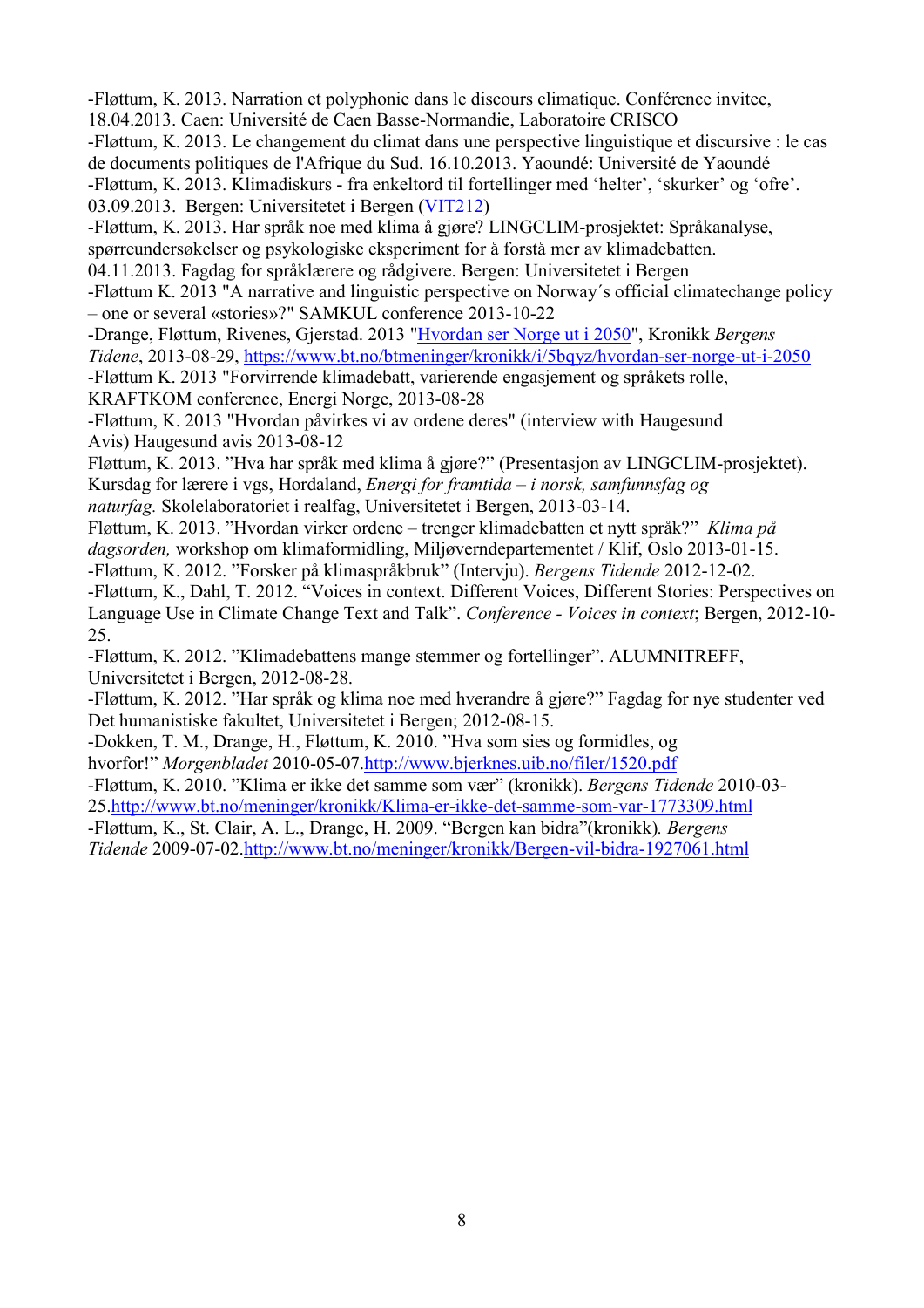-Fløttum, K. 2013. Narration et polyphonie dans le discours climatique. Conférence invitee, 18.04.2013. Caen: Université de Caen Basse-Normandie, Laboratoire CRISCO

-Fløttum, K. 2013. Le changement du climat dans une perspective linguistique et discursive : le cas de documents politiques de l'Afrique du Sud. 16.10.2013. Yaoundé: Université de Yaoundé

-Fløttum, K. 2013. Klimadiskurs - fra enkeltord til fortellinger med 'helter', 'skurker' og 'ofre'. 03.09.2013. Bergen: Universitetet i Bergen (VIT212)

-Fløttum, K. 2013. Har språk noe med klima å gjøre? LINGCLIM-prosjektet: Språkanalyse, spørreundersøkelser og psykologiske eksperiment for å forstå mer av klimadebatten. 04.11.2013. Fagdag for språklærere og rådgivere. Bergen: Universitetet i Bergen

-Fløttum K. 2013 "A narrative and linguistic perspective on Norway´s official climatechange policy – one or several «stories»?" SAMKUL conference 2013-10-22

-Drange, Fløttum, Rivenes, Gjerstad. 2013 "Hvordan ser Norge ut i 2050", Kronikk *Bergens Tidene*, 2013-08-29, https://www.bt.no/btmeninger/kronikk/i/5bqyz/hvordan-ser-norge-ut-i-2050

-Fløttum K. 2013 "Forvirrende klimadebatt, varierende engasjement og språkets rolle, KRAFTKOM conference, Energi Norge, 2013-08-28

-Fløttum, K. 2013 "Hvordan påvirkes vi av ordene deres" (interview with Haugesund Avis) Haugesund avis 2013-08-12

Fløttum, K. 2013. "Hva har språk med klima å gjøre?" (Presentasjon av LINGCLIM-prosjektet). Kursdag for lærere i vgs, Hordaland, *Energi for framtida – i norsk, samfunnsfag og naturfag.* Skolelaboratoriet i realfag, Universitetet i Bergen, 2013-03-14.

Fløttum, K. 2013. "Hvordan virker ordene – trenger klimadebatten et nytt språk?" *Klima på dagsorden,* workshop om klimaformidling, Miljøverndepartementet / Klif, Oslo 2013-01-15.

-Fløttum, K. 2012. "Forsker på klimaspråkbruk" (Intervju). *Bergens Tidende* 2012-12-02.

-Fløttum, K., Dahl, T. 2012. "Voices in context. Different Voices, Different Stories: Perspectives on Language Use in Climate Change Text and Talk". *Conference - Voices in context*; Bergen, 2012-10-25.

-Fløttum, K. 2012. "Klimadebattens mange stemmer og fortellinger". ALUMNITREFF, Universitetet i Bergen, 2012-08-28.

-Fløttum, K. 2012. "Har språk og klima noe med hverandre å gjøre?" Fagdag for nye studenter ved Det humanistiske fakultet, Universitetet i Bergen; 2012-08-15.

-Dokken, T. M., Drange, H., Fløttum, K. 2010. "Hva som sies og formidles, og hvorfor!" *Morgenbladet* 2010-05-07.http://www.bjerknes.uib.no/filer/1520.pdf

-Fløttum, K. 2010. "Klima er ikke det samme som vær" (kronikk). *Bergens Tidende* 2010-03-25.http://www.bt.no/meninger/kronikk/Klima-er-ikke-det-samme-som-var-1773309.html

-Fløttum, K., St. Clair, A. L., Drange, H. 2009. "Bergen kan bidra"(kronikk). *Bergens Tidende* 2009-07-02.http://www.bt.no/meninger/kronikk/Bergen-vil-bidra-1927061.html